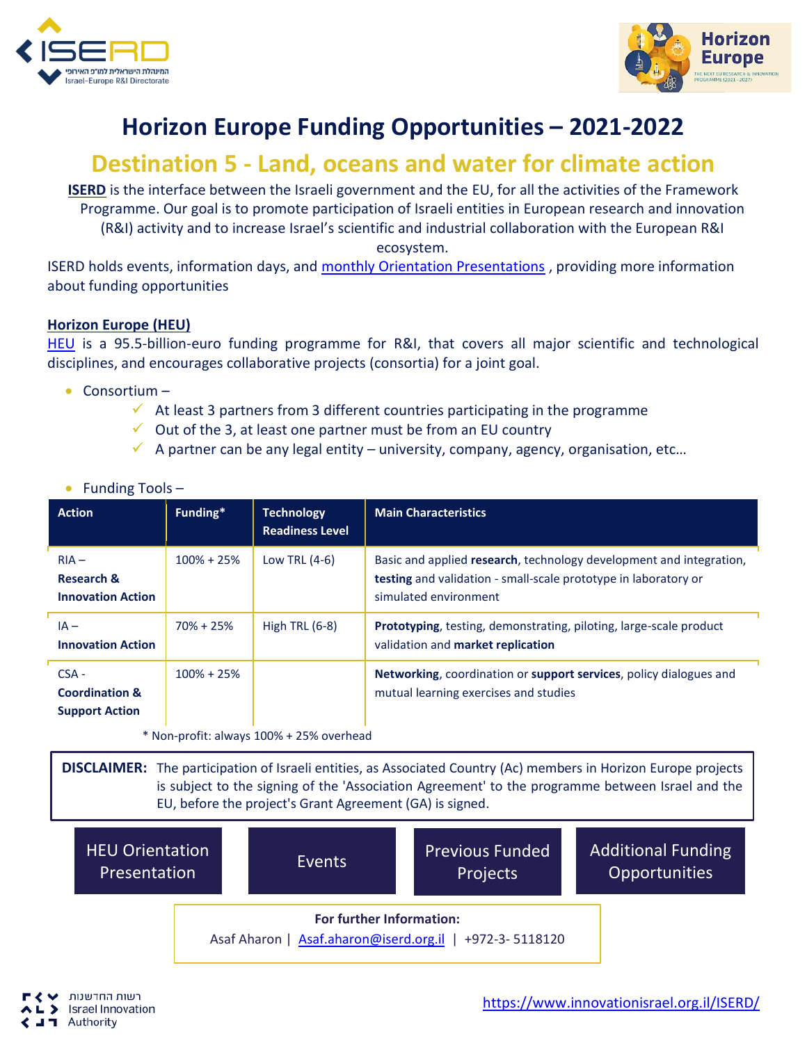# Horizon Europe Funding Opportunities – 2021-2022

## Destination 5 - Land, oceans and water for climate action

**ISERD** is the interface between the Israeli government and the EU, for all the activities of the Framework Programme. Our goal is to promote participation of Israeli entities in European research and innovation (R&I) activity and to increase Israel's scientific and industrial collaboration with the European R&I ecosystem.

ISERD holds events, information days, and monthly Orientation Presentations , providing more information about funding opportunities

**Horizon Europe (HEU)**

HEU is a 95.5-billion-euro funding programme for R&I, that covers all major scientific and technological disciplines, and encourages collaborative projects (consortia) for a joint goal.

- Consortium –
  - ✓ At least 3 partners from 3 different countries participating in the programme
  - ✓ Out of the 3, at least one partner must be from an EU country
  - ✓ A partner can be any legal entity – university, company, agency, organisation, etc…

- Funding Tools –

| Action | Funding* | Technology Readiness Level | Main Characteristics |
|---|---|---|---|
| RIA – **Research & Innovation Action** | 100% + 25% | Low TRL (4-6) | Basic and applied **research**, technology development and integration, **testing** and validation - small-scale prototype in laboratory or simulated environment |
| IA – **Innovation Action** | 70% + 25% | High TRL (6-8) | **Prototyping**, testing, demonstrating, piloting, large-scale product validation and **market replication** |
| CSA - **Coordination & Support Action** | 100% + 25% | | **Networking**, coordination or **support services**, policy dialogues and mutual learning exercises and studies |

\* Non-profit: always 100% + 25% overhead

**DISCLAIMER:** The participation of Israeli entities, as Associated Country (Ac) members in Horizon Europe projects is subject to the signing of the 'Association Agreement' to the programme between Israel and the EU, before the project's Grant Agreement (GA) is signed.

HEU Orientation Presentation | Events | Previous Funded Projects | Additional Funding Opportunities

**For further Information:**

Asaf Aharon | Asaf.aharon@iserd.org.il | +972-3- 5118120

https://www.innovationisrael.org.il/ISERD/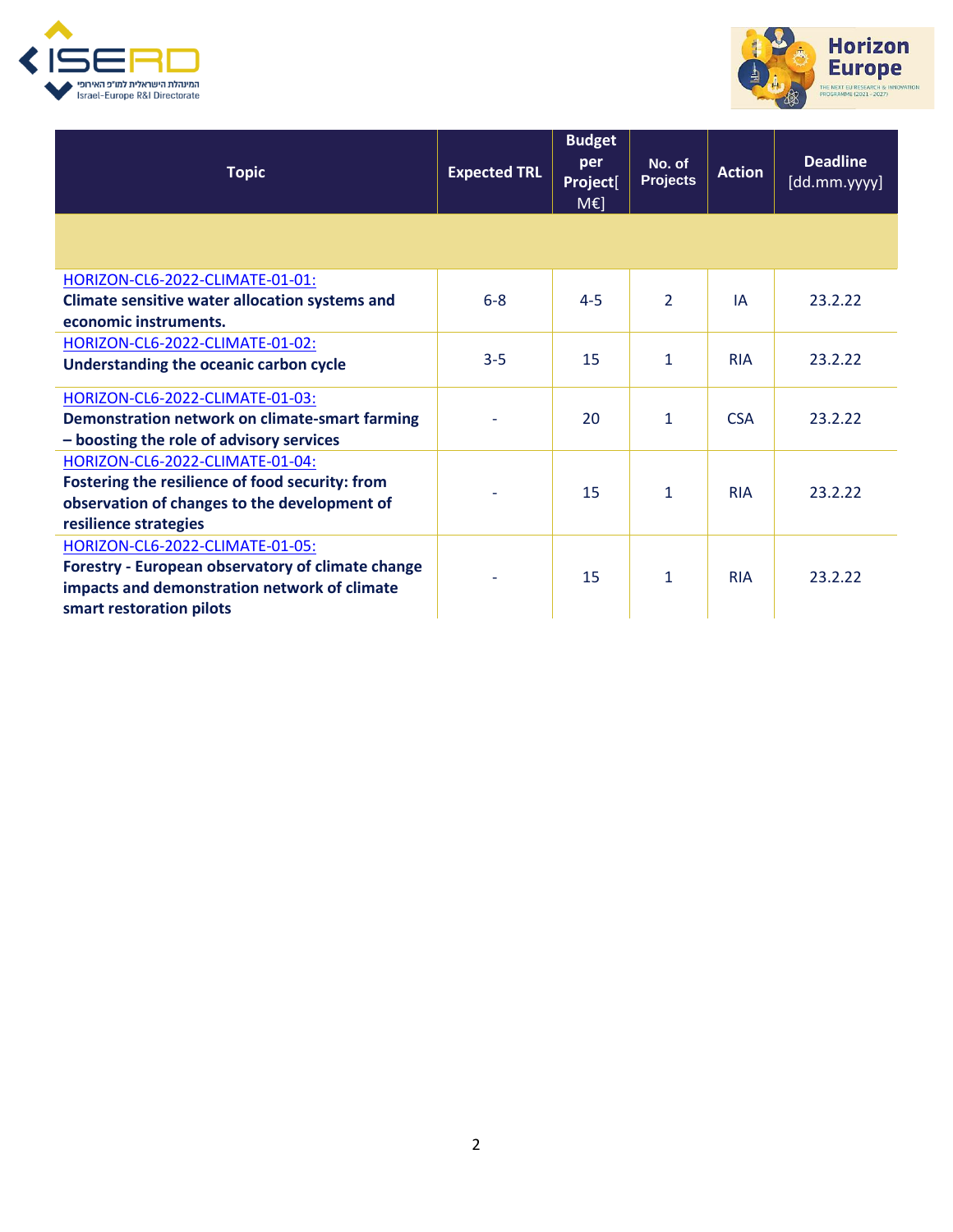| Topic | Expected TRL | Budget per Project[ M€] | No. of Projects | Action | Deadline [dd.mm.yyyy] |
|---|---|---|---|---|---|
| | | | | | |
| HORIZON-CL6-2022-CLIMATE-01-01: **Climate sensitive water allocation systems and economic instruments.** | 6-8 | 4-5 | 2 | IA | 23.2.22 |
| HORIZON-CL6-2022-CLIMATE-01-02: **Understanding the oceanic carbon cycle** | 3-5 | 15 | 1 | RIA | 23.2.22 |
| HORIZON-CL6-2022-CLIMATE-01-03: **Demonstration network on climate-smart farming – boosting the role of advisory services** | - | 20 | 1 | CSA | 23.2.22 |
| HORIZON-CL6-2022-CLIMATE-01-04: **Fostering the resilience of food security: from observation of changes to the development of resilience strategies** | - | 15 | 1 | RIA | 23.2.22 |
| HORIZON-CL6-2022-CLIMATE-01-05: **Forestry - European observatory of climate change impacts and demonstration network of climate smart restoration pilots** | - | 15 | 1 | RIA | 23.2.22 |